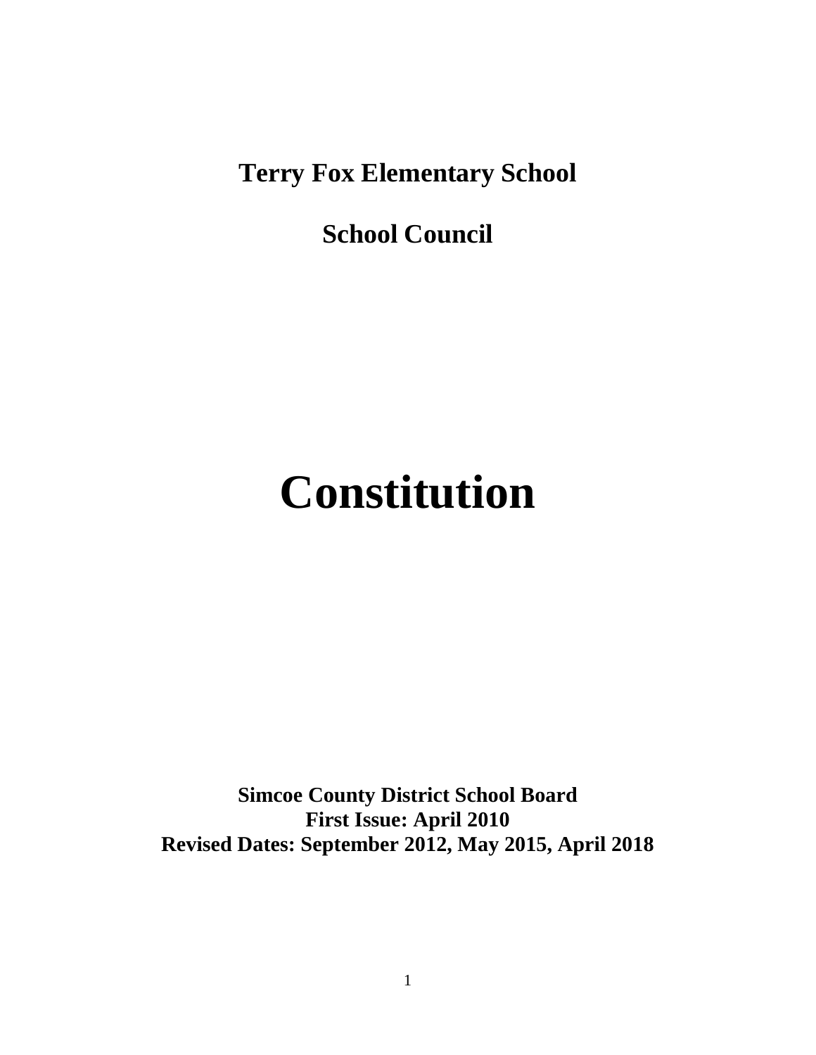**Terry Fox Elementary School**

**School Council**

# Constitution

**Simcoe County District School Board**
**First Issue: April 2010**
**Revised Dates: September 2012, May 2015, April 2018**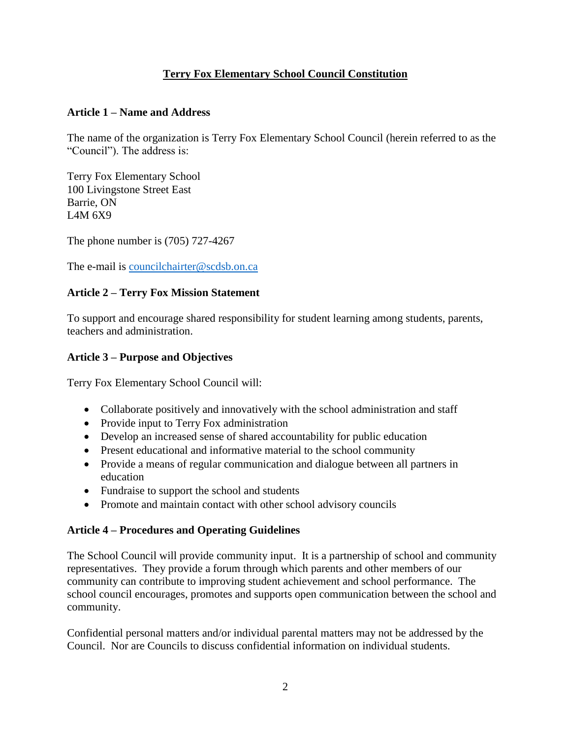# Terry Fox Elementary School Council Constitution

## Article 1 – Name and Address

The name of the organization is Terry Fox Elementary School Council (herein referred to as the "Council"). The address is:

Terry Fox Elementary School
100 Livingstone Street East
Barrie, ON
L4M 6X9

The phone number is (705) 727-4267

The e-mail is councilchairter@scdsb.on.ca

## Article 2 – Terry Fox Mission Statement

To support and encourage shared responsibility for student learning among students, parents, teachers and administration.

## Article 3 – Purpose and Objectives

Terry Fox Elementary School Council will:

- Collaborate positively and innovatively with the school administration and staff
- Provide input to Terry Fox administration
- Develop an increased sense of shared accountability for public education
- Present educational and informative material to the school community
- Provide a means of regular communication and dialogue between all partners in education
- Fundraise to support the school and students
- Promote and maintain contact with other school advisory councils

## Article 4 – Procedures and Operating Guidelines

The School Council will provide community input. It is a partnership of school and community representatives. They provide a forum through which parents and other members of our community can contribute to improving student achievement and school performance. The school council encourages, promotes and supports open communication between the school and community.

Confidential personal matters and/or individual parental matters may not be addressed by the Council. Nor are Councils to discuss confidential information on individual students.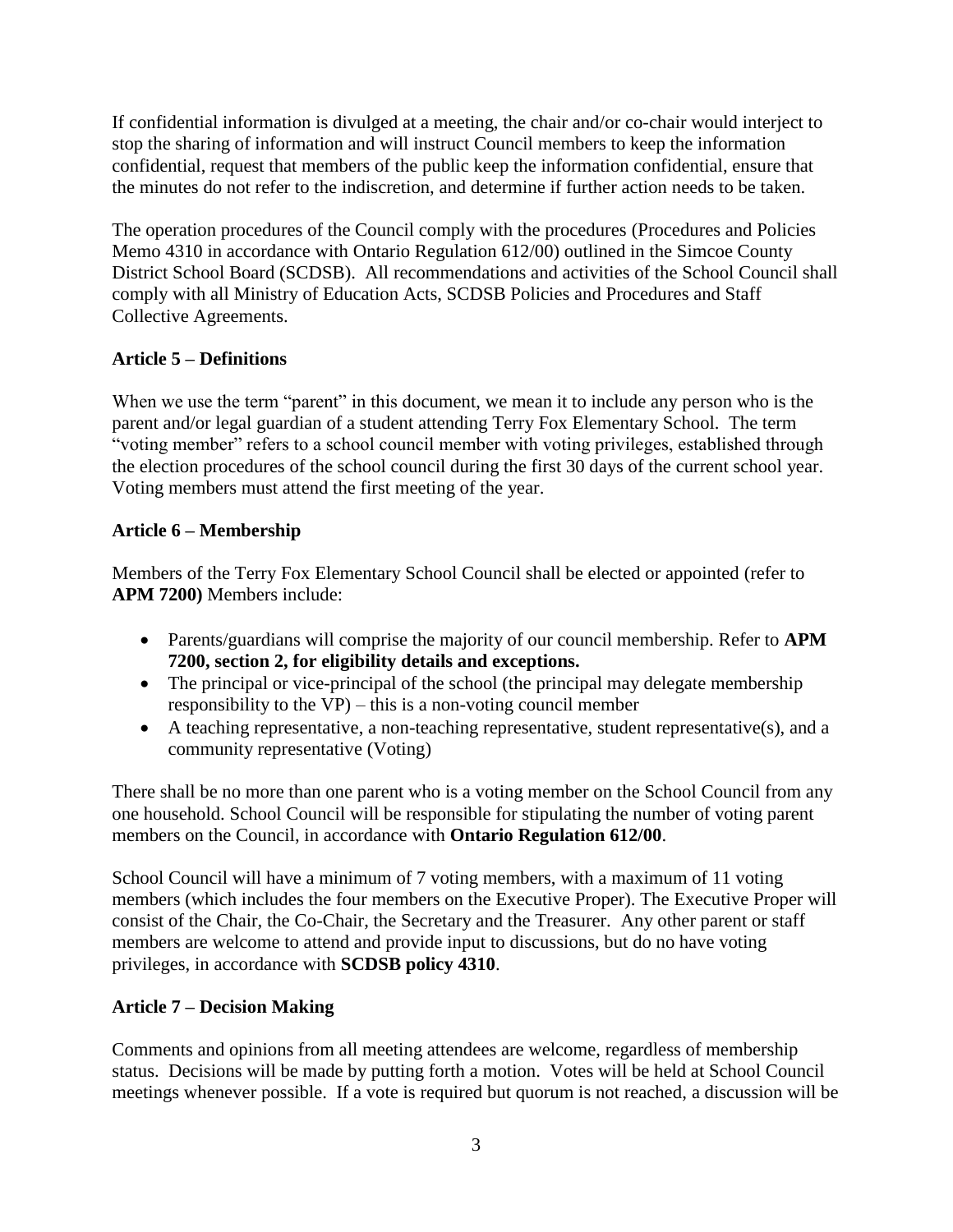If confidential information is divulged at a meeting, the chair and/or co-chair would interject to stop the sharing of information and will instruct Council members to keep the information confidential, request that members of the public keep the information confidential, ensure that the minutes do not refer to the indiscretion, and determine if further action needs to be taken.

The operation procedures of the Council comply with the procedures (Procedures and Policies Memo 4310 in accordance with Ontario Regulation 612/00) outlined in the Simcoe County District School Board (SCDSB). All recommendations and activities of the School Council shall comply with all Ministry of Education Acts, SCDSB Policies and Procedures and Staff Collective Agreements.

## Article 5 – Definitions

When we use the term "parent" in this document, we mean it to include any person who is the parent and/or legal guardian of a student attending Terry Fox Elementary School. The term "voting member" refers to a school council member with voting privileges, established through the election procedures of the school council during the first 30 days of the current school year. Voting members must attend the first meeting of the year.

## Article 6 – Membership

Members of the Terry Fox Elementary School Council shall be elected or appointed (refer to **APM 7200)** Members include:

- Parents/guardians will comprise the majority of our council membership. Refer to **APM 7200, section 2, for eligibility details and exceptions.**
- The principal or vice-principal of the school (the principal may delegate membership responsibility to the VP) – this is a non-voting council member
- A teaching representative, a non-teaching representative, student representative(s), and a community representative (Voting)

There shall be no more than one parent who is a voting member on the School Council from any one household. School Council will be responsible for stipulating the number of voting parent members on the Council, in accordance with **Ontario Regulation 612/00**.

School Council will have a minimum of 7 voting members, with a maximum of 11 voting members (which includes the four members on the Executive Proper). The Executive Proper will consist of the Chair, the Co-Chair, the Secretary and the Treasurer. Any other parent or staff members are welcome to attend and provide input to discussions, but do no have voting privileges, in accordance with **SCDSB policy 4310**.

## Article 7 – Decision Making

Comments and opinions from all meeting attendees are welcome, regardless of membership status. Decisions will be made by putting forth a motion. Votes will be held at School Council meetings whenever possible. If a vote is required but quorum is not reached, a discussion will be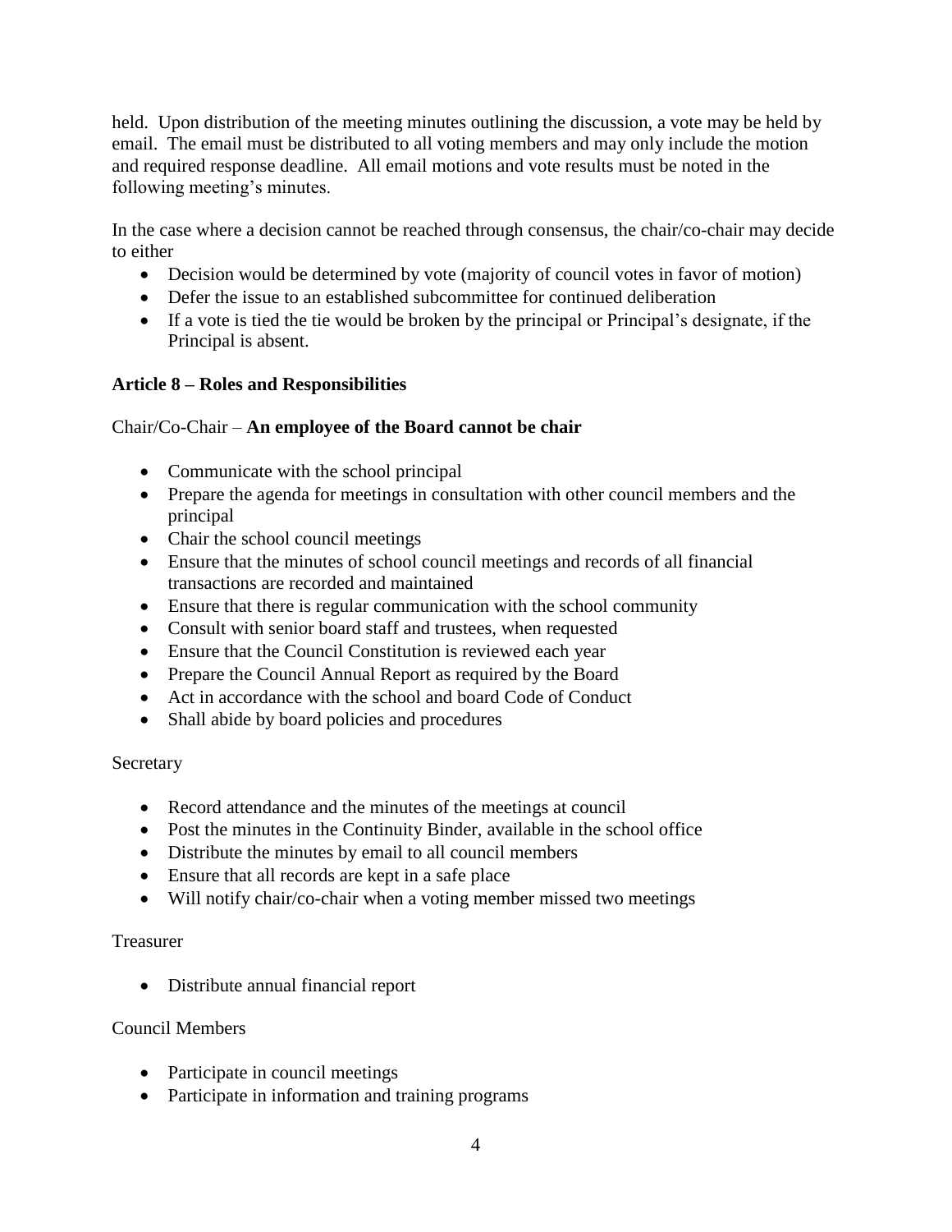held.  Upon distribution of the meeting minutes outlining the discussion, a vote may be held by email.  The email must be distributed to all voting members and may only include the motion and required response deadline.  All email motions and vote results must be noted in the following meeting's minutes.

In the case where a decision cannot be reached through consensus, the chair/co-chair may decide to either

- Decision would be determined by vote (majority of council votes in favor of motion)
- Defer the issue to an established subcommittee for continued deliberation
- If a vote is tied the tie would be broken by the principal or Principal's designate, if the Principal is absent.

### Article 8 – Roles and Responsibilities

Chair/Co-Chair – **An employee of the Board cannot be chair**

- Communicate with the school principal
- Prepare the agenda for meetings in consultation with other council members and the principal
- Chair the school council meetings
- Ensure that the minutes of school council meetings and records of all financial transactions are recorded and maintained
- Ensure that there is regular communication with the school community
- Consult with senior board staff and trustees, when requested
- Ensure that the Council Constitution is reviewed each year
- Prepare the Council Annual Report as required by the Board
- Act in accordance with the school and board Code of Conduct
- Shall abide by board policies and procedures

Secretary

- Record attendance and the minutes of the meetings at council
- Post the minutes in the Continuity Binder, available in the school office
- Distribute the minutes by email to all council members
- Ensure that all records are kept in a safe place
- Will notify chair/co-chair when a voting member missed two meetings

Treasurer

- Distribute annual financial report

Council Members

- Participate in council meetings
- Participate in information and training programs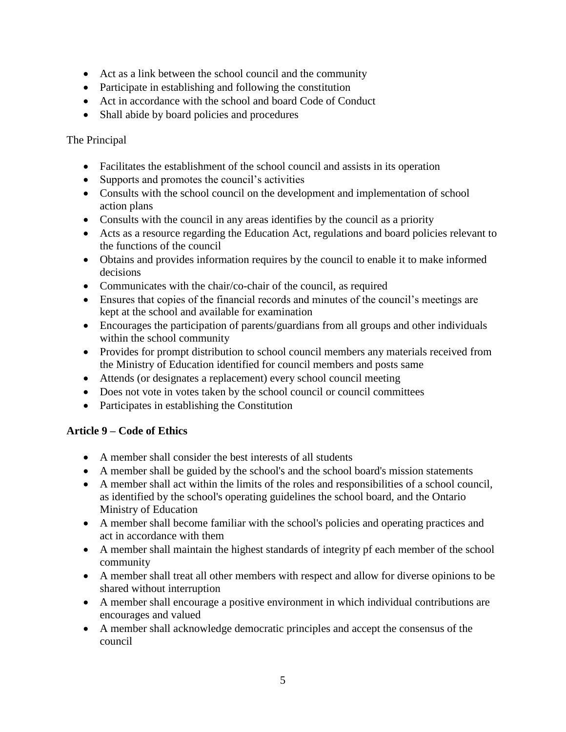- Act as a link between the school council and the community
- Participate in establishing and following the constitution
- Act in accordance with the school and board Code of Conduct
- Shall abide by board policies and procedures

The Principal

- Facilitates the establishment of the school council and assists in its operation
- Supports and promotes the council's activities
- Consults with the school council on the development and implementation of school action plans
- Consults with the council in any areas identifies by the council as a priority
- Acts as a resource regarding the Education Act, regulations and board policies relevant to the functions of the council
- Obtains and provides information requires by the council to enable it to make informed decisions
- Communicates with the chair/co-chair of the council, as required
- Ensures that copies of the financial records and minutes of the council's meetings are kept at the school and available for examination
- Encourages the participation of parents/guardians from all groups and other individuals within the school community
- Provides for prompt distribution to school council members any materials received from the Ministry of Education identified for council members and posts same
- Attends (or designates a replacement) every school council meeting
- Does not vote in votes taken by the school council or council committees
- Participates in establishing the Constitution

**Article 9 – Code of Ethics**

- A member shall consider the best interests of all students
- A member shall be guided by the school's and the school board's mission statements
- A member shall act within the limits of the roles and responsibilities of a school council, as identified by the school's operating guidelines the school board, and the Ontario Ministry of Education
- A member shall become familiar with the school's policies and operating practices and act in accordance with them
- A member shall maintain the highest standards of integrity pf each member of the school community
- A member shall treat all other members with respect and allow for diverse opinions to be shared without interruption
- A member shall encourage a positive environment in which individual contributions are encourages and valued
- A member shall acknowledge democratic principles and accept the consensus of the council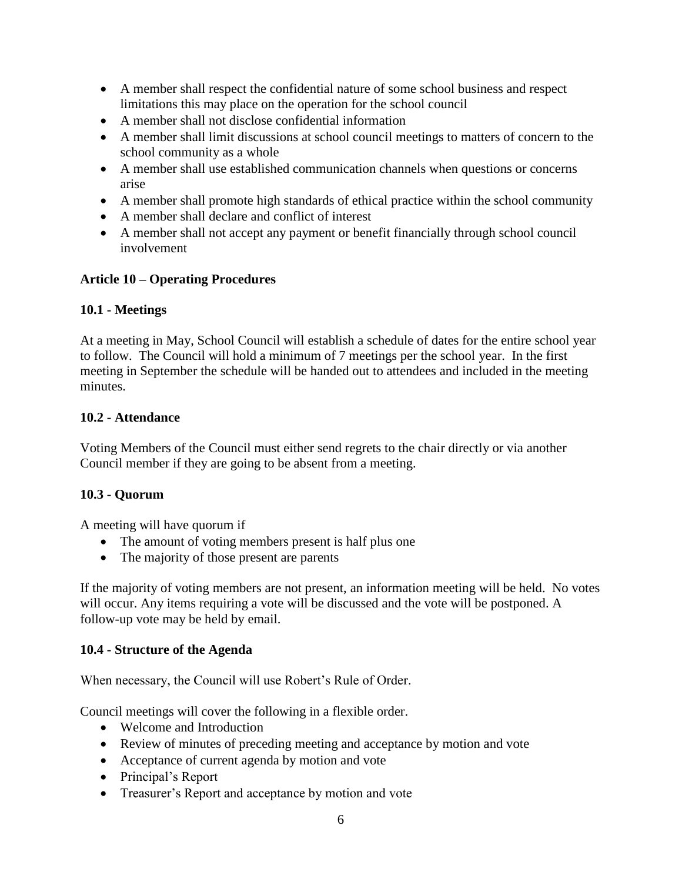- A member shall respect the confidential nature of some school business and respect limitations this may place on the operation for the school council
- A member shall not disclose confidential information
- A member shall limit discussions at school council meetings to matters of concern to the school community as a whole
- A member shall use established communication channels when questions or concerns arise
- A member shall promote high standards of ethical practice within the school community
- A member shall declare and conflict of interest
- A member shall not accept any payment or benefit financially through school council involvement

## Article 10 – Operating Procedures

### 10.1 - Meetings

At a meeting in May, School Council will establish a schedule of dates for the entire school year to follow. The Council will hold a minimum of 7 meetings per the school year. In the first meeting in September the schedule will be handed out to attendees and included in the meeting minutes.

### 10.2 - Attendance

Voting Members of the Council must either send regrets to the chair directly or via another Council member if they are going to be absent from a meeting.

### 10.3 - Quorum

A meeting will have quorum if

- The amount of voting members present is half plus one
- The majority of those present are parents

If the majority of voting members are not present, an information meeting will be held. No votes will occur. Any items requiring a vote will be discussed and the vote will be postponed. A follow-up vote may be held by email.

### 10.4 - Structure of the Agenda

When necessary, the Council will use Robert's Rule of Order.

Council meetings will cover the following in a flexible order.

- Welcome and Introduction
- Review of minutes of preceding meeting and acceptance by motion and vote
- Acceptance of current agenda by motion and vote
- Principal's Report
- Treasurer's Report and acceptance by motion and vote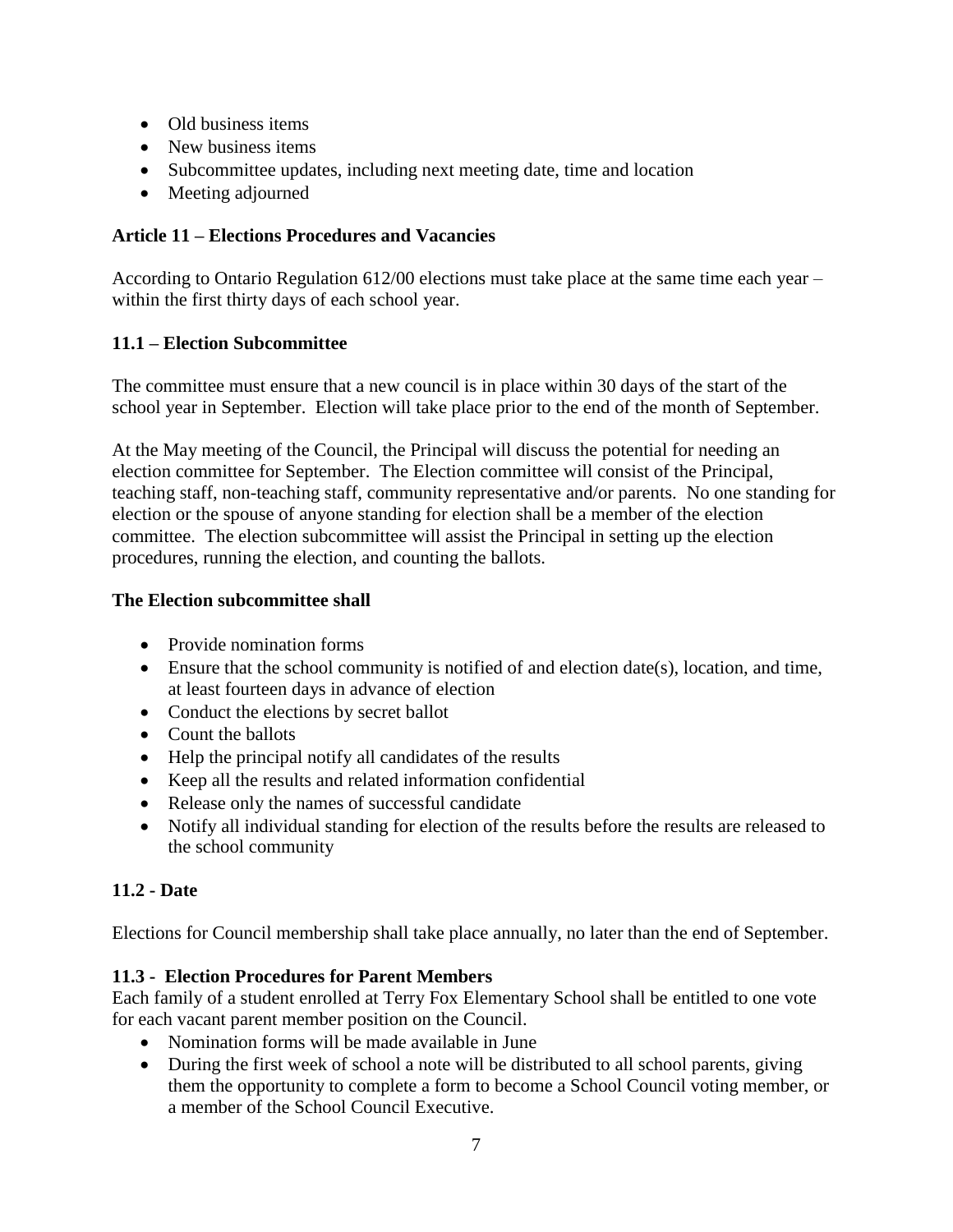- Old business items
- New business items
- Subcommittee updates, including next meeting date, time and location
- Meeting adjourned

**Article 11 – Elections Procedures and Vacancies**

According to Ontario Regulation 612/00 elections must take place at the same time each year – within the first thirty days of each school year.

**11.1 – Election Subcommittee**

The committee must ensure that a new council is in place within 30 days of the start of the school year in September. Election will take place prior to the end of the month of September.

At the May meeting of the Council, the Principal will discuss the potential for needing an election committee for September. The Election committee will consist of the Principal, teaching staff, non-teaching staff, community representative and/or parents. No one standing for election or the spouse of anyone standing for election shall be a member of the election committee. The election subcommittee will assist the Principal in setting up the election procedures, running the election, and counting the ballots.

**The Election subcommittee shall**

- Provide nomination forms
- Ensure that the school community is notified of and election date(s), location, and time, at least fourteen days in advance of election
- Conduct the elections by secret ballot
- Count the ballots
- Help the principal notify all candidates of the results
- Keep all the results and related information confidential
- Release only the names of successful candidate
- Notify all individual standing for election of the results before the results are released to the school community

**11.2 - Date**

Elections for Council membership shall take place annually, no later than the end of September.

**11.3 - Election Procedures for Parent Members**

Each family of a student enrolled at Terry Fox Elementary School shall be entitled to one vote for each vacant parent member position on the Council.

- Nomination forms will be made available in June
- During the first week of school a note will be distributed to all school parents, giving them the opportunity to complete a form to become a School Council voting member, or a member of the School Council Executive.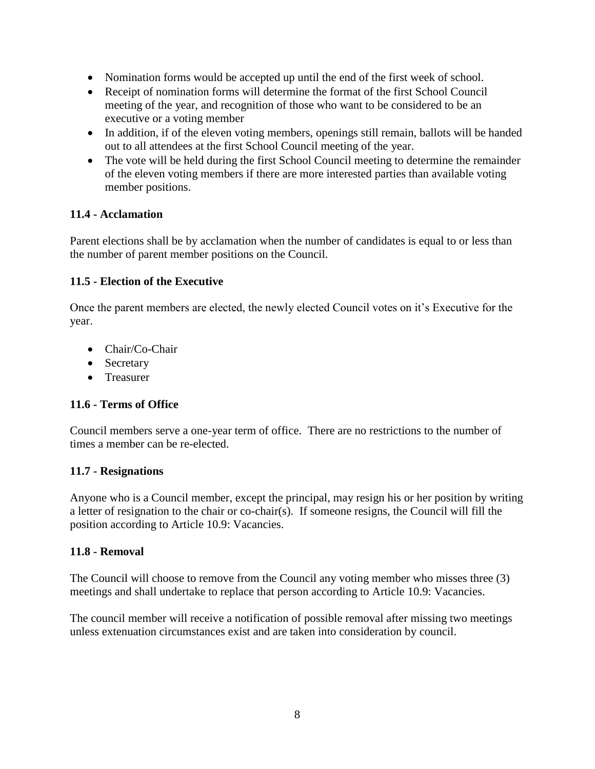- Nomination forms would be accepted up until the end of the first week of school.
- Receipt of nomination forms will determine the format of the first School Council meeting of the year, and recognition of those who want to be considered to be an executive or a voting member
- In addition, if of the eleven voting members, openings still remain, ballots will be handed out to all attendees at the first School Council meeting of the year.
- The vote will be held during the first School Council meeting to determine the remainder of the eleven voting members if there are more interested parties than available voting member positions.

### 11.4 - Acclamation

Parent elections shall be by acclamation when the number of candidates is equal to or less than the number of parent member positions on the Council.

### 11.5 - Election of the Executive

Once the parent members are elected, the newly elected Council votes on it's Executive for the year.

- Chair/Co-Chair
- Secretary
- Treasurer

### 11.6 - Terms of Office

Council members serve a one-year term of office. There are no restrictions to the number of times a member can be re-elected.

### 11.7 - Resignations

Anyone who is a Council member, except the principal, may resign his or her position by writing a letter of resignation to the chair or co-chair(s). If someone resigns, the Council will fill the position according to Article 10.9: Vacancies.

### 11.8 - Removal

The Council will choose to remove from the Council any voting member who misses three (3) meetings and shall undertake to replace that person according to Article 10.9: Vacancies.

The council member will receive a notification of possible removal after missing two meetings unless extenuation circumstances exist and are taken into consideration by council.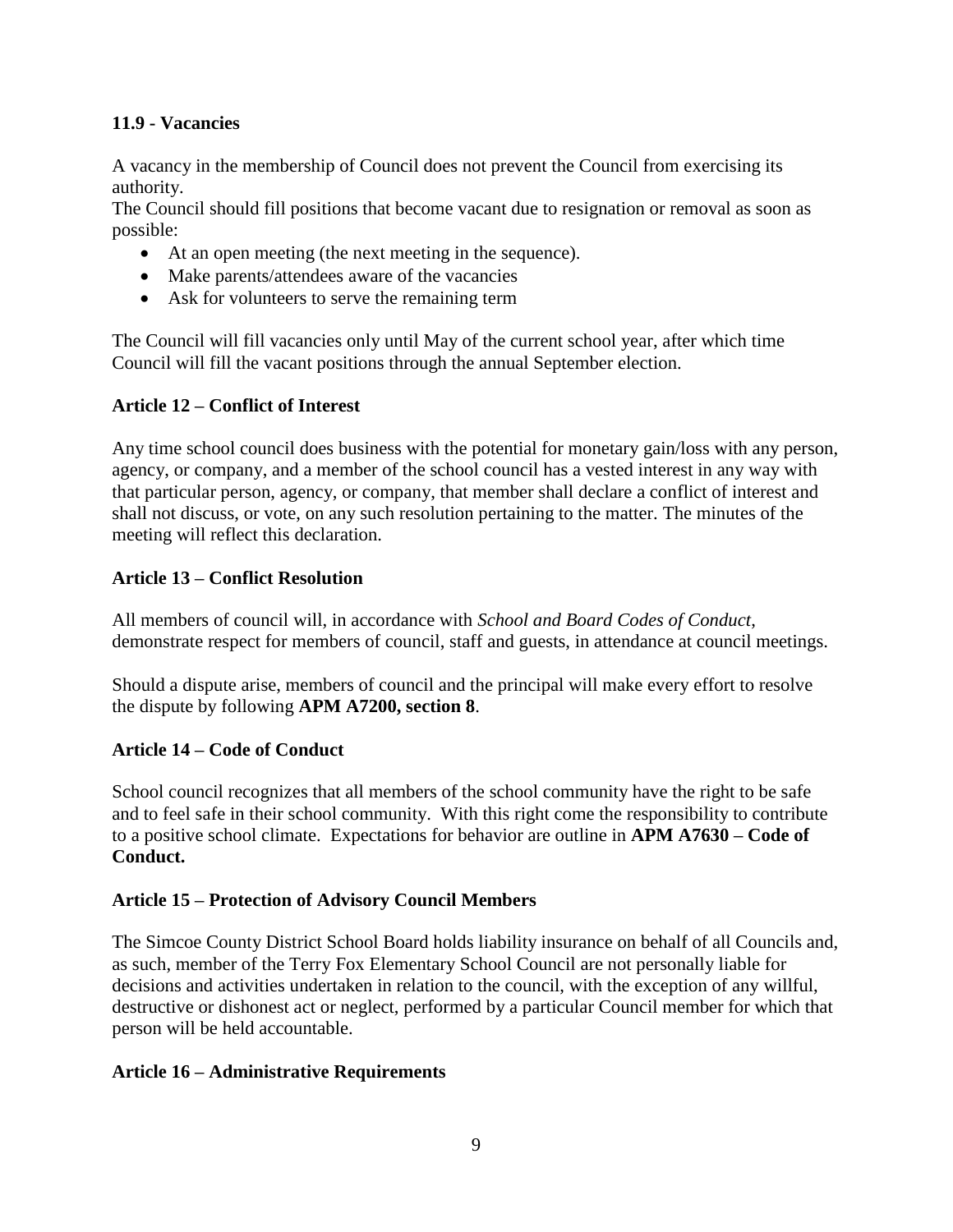### 11.9 - Vacancies

A vacancy in the membership of Council does not prevent the Council from exercising its authority.
The Council should fill positions that become vacant due to resignation or removal as soon as possible:

- At an open meeting (the next meeting in the sequence).
- Make parents/attendees aware of the vacancies
- Ask for volunteers to serve the remaining term

The Council will fill vacancies only until May of the current school year, after which time Council will fill the vacant positions through the annual September election.

## Article 12 – Conflict of Interest

Any time school council does business with the potential for monetary gain/loss with any person, agency, or company, and a member of the school council has a vested interest in any way with that particular person, agency, or company, that member shall declare a conflict of interest and shall not discuss, or vote, on any such resolution pertaining to the matter. The minutes of the meeting will reflect this declaration.

## Article 13 – Conflict Resolution

All members of council will, in accordance with *School and Board Codes of Conduct*, demonstrate respect for members of council, staff and guests, in attendance at council meetings.

Should a dispute arise, members of council and the principal will make every effort to resolve the dispute by following **APM A7200, section 8**.

## Article 14 – Code of Conduct

School council recognizes that all members of the school community have the right to be safe and to feel safe in their school community. With this right come the responsibility to contribute to a positive school climate. Expectations for behavior are outline in **APM A7630 – Code of Conduct.**

## Article 15 – Protection of Advisory Council Members

The Simcoe County District School Board holds liability insurance on behalf of all Councils and, as such, member of the Terry Fox Elementary School Council are not personally liable for decisions and activities undertaken in relation to the council, with the exception of any willful, destructive or dishonest act or neglect, performed by a particular Council member for which that person will be held accountable.

## Article 16 – Administrative Requirements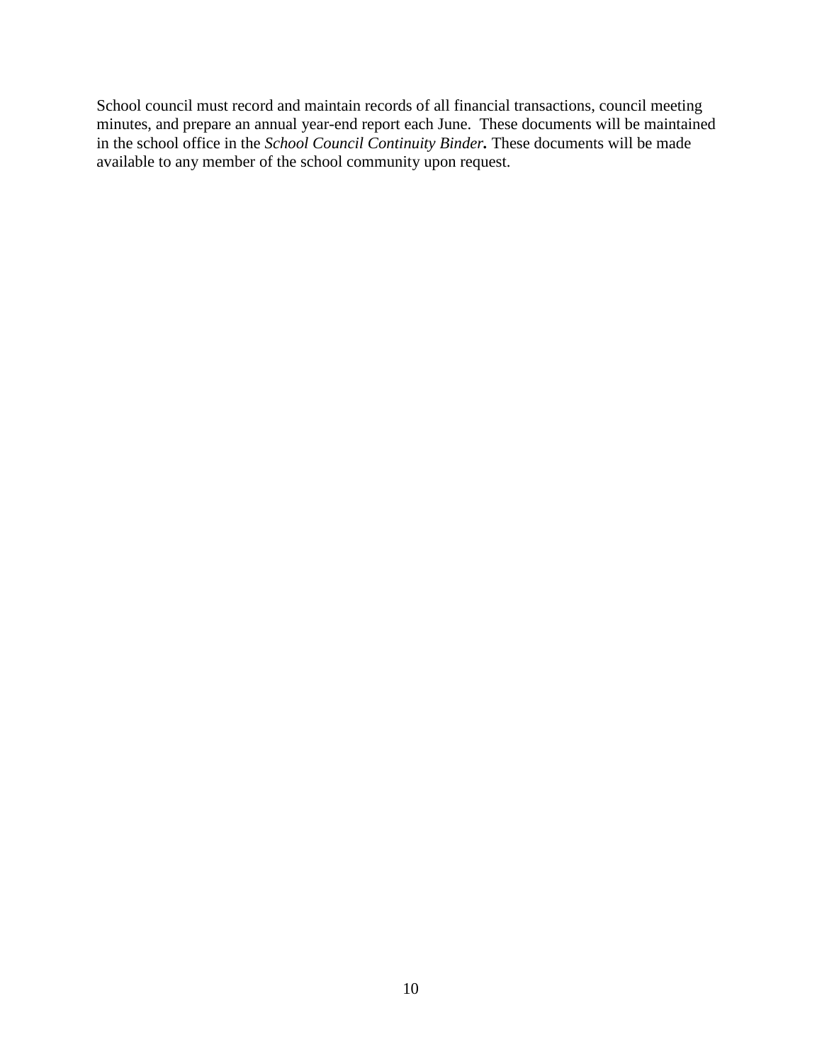School council must record and maintain records of all financial transactions, council meeting minutes, and prepare an annual year-end report each June. These documents will be maintained in the school office in the ***School Council Continuity Binder.*** These documents will be made available to any member of the school community upon request.